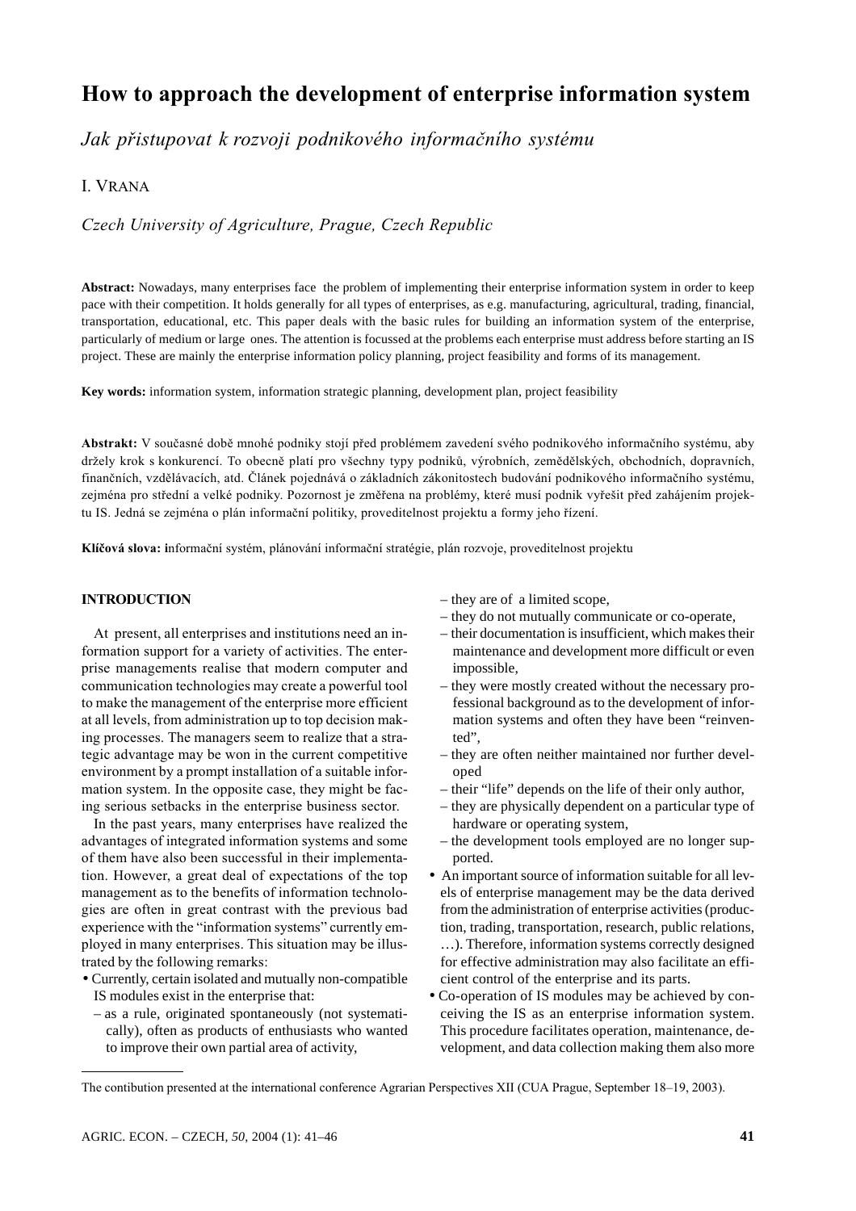# How to approach the development of enterprise information system

*Jak přistupovat k rozvoji podnikového informačního systému*

I. VRANA

*Czech University of Agriculture, Prague, Czech Republic*

**Abstract:** Nowadays, many enterprises face the problem of implementing their enterprise information system in order to keep pace with their competition. It holds generally for all types of enterprises, as e.g. manufacturing, agricultural, trading, financial, transportation, educational, etc. This paper deals with the basic rules for building an information system of the enterprise, particularly of medium or large ones. The attention is focussed at the problems each enterprise must address before starting an IS project. These are mainly the enterprise information policy planning, project feasibility and forms of its management.

**Key words:** information system, information strategic planning, development plan, project feasibility

**Abstrakt:** V současné době mnohé podniky stojí před problémem zavedení svého podnikového informačního systému, aby držely krok s konkurencí. To obecně platí pro všechny typy podniků, výrobních, zemědělských, obchodních, dopravních, finančních, vzdělávacích, atd. Článek pojednává o základních zákonitostech budování podnikového informačního systému, zejména pro střední a velké podniky. Pozornost je změřena na problémy, které musí podnik vyřešit před zahájením projektu IS. Jedná se zejména o plán informační politiky, proveditelnost projektu a formy jeho řízení.

**Klíčová slova:** informační systém, plánování informační stratégie, plán rozvoje, proveditelnost projektu

## INTRODUCTION

At present, all enterprises and institutions need an information support for a variety of activities. The enterprise managements realise that modern computer and communication technologies may create a powerful tool to make the management of the enterprise more efficient at all levels, from administration up to top decision making processes. The managers seem to realize that a strategic advantage may be won in the current competitive environment by a prompt installation of a suitable information system. In the opposite case, they might be facing serious setbacks in the enterprise business sector.

In the past years, many enterprises have realized the advantages of integrated information systems and some of them have also been successful in their implementation. However, a great deal of expectations of the top management as to the benefits of information technologies are often in great contrast with the previous bad experience with the "information systems" currently employed in many enterprises. This situation may be illustrated by the following remarks:

- Currently, certain isolated and mutually non-compatible IS modules exist in the enterprise that:
  - as a rule, originated spontaneously (not systematically), often as products of enthusiasts who wanted to improve their own partial area of activity,
  - they are of a limited scope,
  - they do not mutually communicate or co-operate,
  - their documentation is insufficient, which makes their maintenance and development more difficult or even impossible,
  - they were mostly created without the necessary professional background as to the development of information systems and often they have been "reinvented",
  - they are often neither maintained nor further developed
  - their "life" depends on the life of their only author,
  - they are physically dependent on a particular type of hardware or operating system,
  - the development tools employed are no longer supported.
- An important source of information suitable for all levels of enterprise management may be the data derived from the administration of enterprise activities (production, trading, transportation, research, public relations, …). Therefore, information systems correctly designed for effective administration may also facilitate an efficient control of the enterprise and its parts.
- Co-operation of IS modules may be achieved by conceiving the IS as an enterprise information system. This procedure facilitates operation, maintenance, development, and data collection making them also more

The contibution presented at the international conference Agrarian Perspectives XII (CUA Prague, September 18–19, 2003).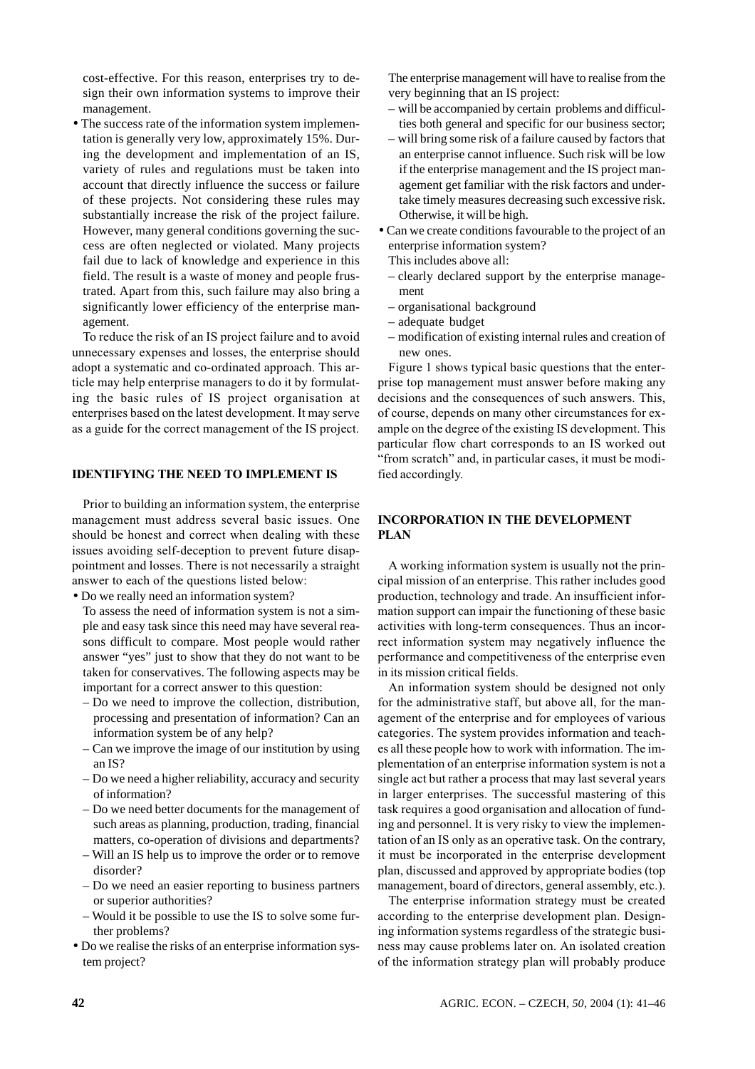cost-effective. For this reason, enterprises try to design their own information systems to improve their management.

- The success rate of the information system implementation is generally very low, approximately 15%. During the development and implementation of an IS, variety of rules and regulations must be taken into account that directly influence the success or failure of these projects. Not considering these rules may substantially increase the risk of the project failure. However, many general conditions governing the success are often neglected or violated. Many projects fail due to lack of knowledge and experience in this field. The result is a waste of money and people frustrated. Apart from this, such failure may also bring a significantly lower efficiency of the enterprise management.

To reduce the risk of an IS project failure and to avoid unnecessary expenses and losses, the enterprise should adopt a systematic and co-ordinated approach. This article may help enterprise managers to do it by formulating the basic rules of IS project organisation at enterprises based on the latest development. It may serve as a guide for the correct management of the IS project.

## IDENTIFYING THE NEED TO IMPLEMENT IS

Prior to building an information system, the enterprise management must address several basic issues. One should be honest and correct when dealing with these issues avoiding self-deception to prevent future disappointment and losses. There is not necessarily a straight answer to each of the questions listed below:

- Do we really need an information system?

  To assess the need of information system is not a simple and easy task since this need may have several reasons difficult to compare. Most people would rather answer "yes" just to show that they do not want to be taken for conservatives. The following aspects may be important for a correct answer to this question:
  - Do we need to improve the collection, distribution, processing and presentation of information? Can an information system be of any help?
  - Can we improve the image of our institution by using an IS?
  - Do we need a higher reliability, accuracy and security of information?
  - Do we need better documents for the management of such areas as planning, production, trading, financial matters, co-operation of divisions and departments?
  - Will an IS help us to improve the order or to remove disorder?
  - Do we need an easier reporting to business partners or superior authorities?
  - Would it be possible to use the IS to solve some further problems?
- Do we realise the risks of an enterprise information system project?

  The enterprise management will have to realise from the very beginning that an IS project:
  - will be accompanied by certain problems and difficulties both general and specific for our business sector;
  - will bring some risk of a failure caused by factors that an enterprise cannot influence. Such risk will be low if the enterprise management and the IS project management get familiar with the risk factors and undertake timely measures decreasing such excessive risk. Otherwise, it will be high.
- Can we create conditions favourable to the project of an enterprise information system?

  This includes above all:
  - clearly declared support by the enterprise management
  - organisational background
  - adequate budget
  - modification of existing internal rules and creation of new ones.

Figure 1 shows typical basic questions that the enterprise top management must answer before making any decisions and the consequences of such answers. This, of course, depends on many other circumstances for example on the degree of the existing IS development. This particular flow chart corresponds to an IS worked out "from scratch" and, in particular cases, it must be modified accordingly.

## INCORPORATION IN THE DEVELOPMENT PLAN

A working information system is usually not the principal mission of an enterprise. This rather includes good production, technology and trade. An insufficient information support can impair the functioning of these basic activities with long-term consequences. Thus an incorrect information system may negatively influence the performance and competitiveness of the enterprise even in its mission critical fields.

An information system should be designed not only for the administrative staff, but above all, for the management of the enterprise and for employees of various categories. The system provides information and teaches all these people how to work with information. The implementation of an enterprise information system is not a single act but rather a process that may last several years in larger enterprises. The successful mastering of this task requires a good organisation and allocation of funding and personnel. It is very risky to view the implementation of an IS only as an operative task. On the contrary, it must be incorporated in the enterprise development plan, discussed and approved by appropriate bodies (top management, board of directors, general assembly, etc.).

The enterprise information strategy must be created according to the enterprise development plan. Designing information systems regardless of the strategic business may cause problems later on. An isolated creation of the information strategy plan will probably produce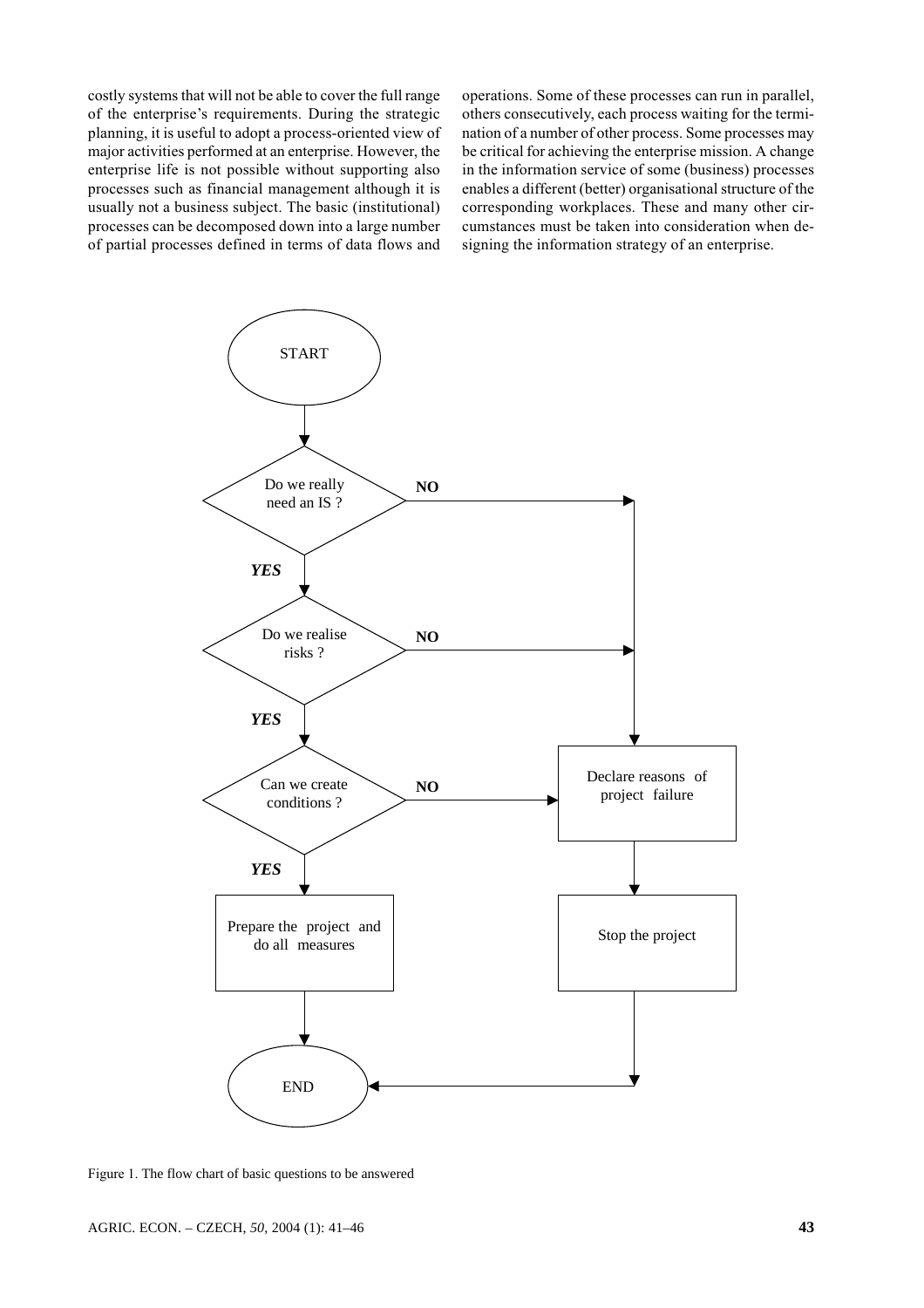costly systems that will not be able to cover the full range of the enterprise's requirements. During the strategic planning, it is useful to adopt a process-oriented view of major activities performed at an enterprise. However, the enterprise life is not possible without supporting also processes such as financial management although it is usually not a business subject. The basic (institutional) processes can be decomposed down into a large number of partial processes defined in terms of data flows and operations. Some of these processes can run in parallel, others consecutively, each process waiting for the termination of a number of other process. Some processes may be critical for achieving the enterprise mission. A change in the information service of some (business) processes enables a different (better) organisational structure of the corresponding workplaces. These and many other circumstances must be taken into consideration when designing the information strategy of an enterprise.

START

Do we really need an IS ? — **NO**

***YES***

Do we realise risks ? — **NO**

***YES***

Can we create conditions ? — **NO**

***YES***

Prepare the project and do all measures

Declare reasons of project failure

Stop the project

END

Figure 1. The flow chart of basic questions to be answered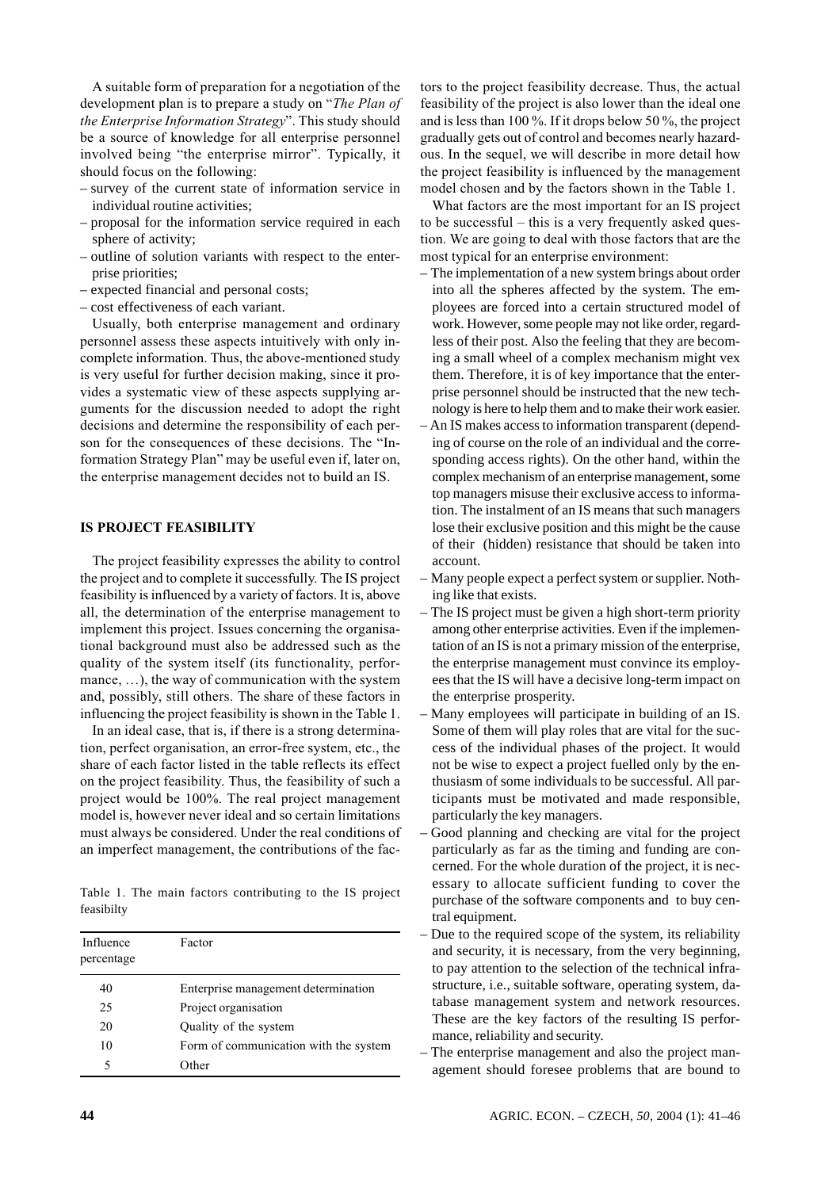A suitable form of preparation for a negotiation of the development plan is to prepare a study on "*The Plan of the Enterprise Information Strategy*". This study should be a source of knowledge for all enterprise personnel involved being "the enterprise mirror". Typically, it should focus on the following:

– survey of the current state of information service in individual routine activities;
– proposal for the information service required in each sphere of activity;
– outline of solution variants with respect to the enterprise priorities;
– expected financial and personal costs;
– cost effectiveness of each variant.

Usually, both enterprise management and ordinary personnel assess these aspects intuitively with only incomplete information. Thus, the above-mentioned study is very useful for further decision making, since it provides a systematic view of these aspects supplying arguments for the discussion needed to adopt the right decisions and determine the responsibility of each person for the consequences of these decisions. The "Information Strategy Plan" may be useful even if, later on, the enterprise management decides not to build an IS.

## IS PROJECT FEASIBILITY

The project feasibility expresses the ability to control the project and to complete it successfully. The IS project feasibility is influenced by a variety of factors. It is, above all, the determination of the enterprise management to implement this project. Issues concerning the organisational background must also be addressed such as the quality of the system itself (its functionality, performance, …), the way of communication with the system and, possibly, still others. The share of these factors in influencing the project feasibility is shown in the Table 1.

In an ideal case, that is, if there is a strong determination, perfect organisation, an error-free system, etc., the share of each factor listed in the table reflects its effect on the project feasibility. Thus, the feasibility of such a project would be 100%. The real project management model is, however never ideal and so certain limitations must always be considered. Under the real conditions of an imperfect management, the contributions of the factors to the project feasibility decrease. Thus, the actual feasibility of the project is also lower than the ideal one and is less than 100 %. If it drops below 50 %, the project gradually gets out of control and becomes nearly hazardous. In the sequel, we will describe in more detail how the project feasibility is influenced by the management model chosen and by the factors shown in the Table 1.

Table 1. The main factors contributing to the IS project feasibilty

| Influence percentage | Factor |
|---|---|
| 40 | Enterprise management determination |
| 25 | Project organisation |
| 20 | Quality of the system |
| 10 | Form of communication with the system |
| 5 | Other |

What factors are the most important for an IS project to be successful – this is a very frequently asked question. We are going to deal with those factors that are the most typical for an enterprise environment:

– The implementation of a new system brings about order into all the spheres affected by the system. The employees are forced into a certain structured model of work. However, some people may not like order, regardless of their post. Also the feeling that they are becoming a small wheel of a complex mechanism might vex them. Therefore, it is of key importance that the enterprise personnel should be instructed that the new technology is here to help them and to make their work easier.
– An IS makes access to information transparent (depending of course on the role of an individual and the corresponding access rights). On the other hand, within the complex mechanism of an enterprise management, some top managers misuse their exclusive access to information. The instalment of an IS means that such managers lose their exclusive position and this might be the cause of their (hidden) resistance that should be taken into account.
– Many people expect a perfect system or supplier. Nothing like that exists.
– The IS project must be given a high short-term priority among other enterprise activities. Even if the implementation of an IS is not a primary mission of the enterprise, the enterprise management must convince its employees that the IS will have a decisive long-term impact on the enterprise prosperity.
– Many employees will participate in building of an IS. Some of them will play roles that are vital for the success of the individual phases of the project. It would not be wise to expect a project fuelled only by the enthusiasm of some individuals to be successful. All participants must be motivated and made responsible, particularly the key managers.
– Good planning and checking are vital for the project particularly as far as the timing and funding are concerned. For the whole duration of the project, it is necessary to allocate sufficient funding to cover the purchase of the software components and to buy central equipment.
– Due to the required scope of the system, its reliability and security, it is necessary, from the very beginning, to pay attention to the selection of the technical infrastructure, i.e., suitable software, operating system, database management system and network resources. These are the key factors of the resulting IS performance, reliability and security.
– The enterprise management and also the project management should foresee problems that are bound to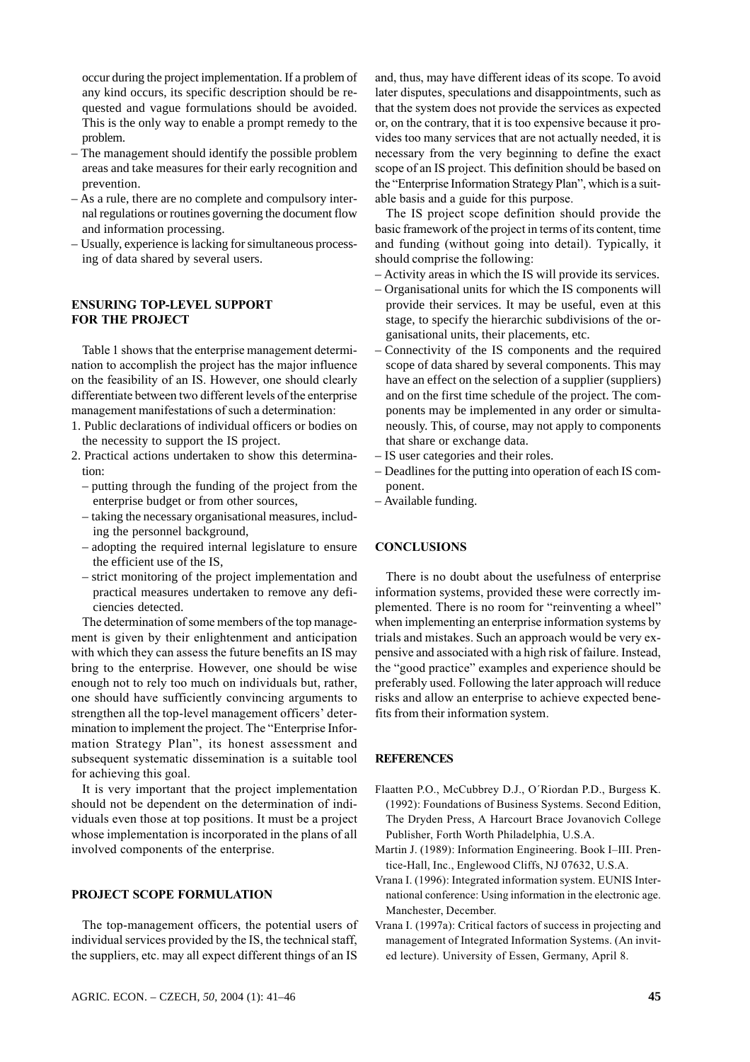occur during the project implementation. If a problem of any kind occurs, its specific description should be requested and vague formulations should be avoided. This is the only way to enable a prompt remedy to the problem.

– The management should identify the possible problem areas and take measures for their early recognition and prevention.
– As a rule, there are no complete and compulsory internal regulations or routines governing the document flow and information processing.
– Usually, experience is lacking for simultaneous processing of data shared by several users.

## ENSURING TOP-LEVEL SUPPORT FOR THE PROJECT

Table 1 shows that the enterprise management determination to accomplish the project has the major influence on the feasibility of an IS. However, one should clearly differentiate between two different levels of the enterprise management manifestations of such a determination:

1. Public declarations of individual officers or bodies on the necessity to support the IS project.
2. Practical actions undertaken to show this determination:
   – putting through the funding of the project from the enterprise budget or from other sources,
   – taking the necessary organisational measures, including the personnel background,
   – adopting the required internal legislature to ensure the efficient use of the IS,
   – strict monitoring of the project implementation and practical measures undertaken to remove any deficiencies detected.

The determination of some members of the top management is given by their enlightenment and anticipation with which they can assess the future benefits an IS may bring to the enterprise. However, one should be wise enough not to rely too much on individuals but, rather, one should have sufficiently convincing arguments to strengthen all the top-level management officers' determination to implement the project. The "Enterprise Information Strategy Plan", its honest assessment and subsequent systematic dissemination is a suitable tool for achieving this goal.

It is very important that the project implementation should not be dependent on the determination of individuals even those at top positions. It must be a project whose implementation is incorporated in the plans of all involved components of the enterprise.

## PROJECT SCOPE FORMULATION

The top-management officers, the potential users of individual services provided by the IS, the technical staff, the suppliers, etc. may all expect different things of an IS and, thus, may have different ideas of its scope. To avoid later disputes, speculations and disappointments, such as that the system does not provide the services as expected or, on the contrary, that it is too expensive because it provides too many services that are not actually needed, it is necessary from the very beginning to define the exact scope of an IS project. This definition should be based on the "Enterprise Information Strategy Plan", which is a suitable basis and a guide for this purpose.

The IS project scope definition should provide the basic framework of the project in terms of its content, time and funding (without going into detail). Typically, it should comprise the following:

– Activity areas in which the IS will provide its services.
– Organisational units for which the IS components will provide their services. It may be useful, even at this stage, to specify the hierarchic subdivisions of the organisational units, their placements, etc.
– Connectivity of the IS components and the required scope of data shared by several components. This may have an effect on the selection of a supplier (suppliers) and on the first time schedule of the project. The components may be implemented in any order or simultaneously. This, of course, may not apply to components that share or exchange data.
– IS user categories and their roles.
– Deadlines for the putting into operation of each IS component.
– Available funding.

## CONCLUSIONS

There is no doubt about the usefulness of enterprise information systems, provided these were correctly implemented. There is no room for "reinventing a wheel" when implementing an enterprise information systems by trials and mistakes. Such an approach would be very expensive and associated with a high risk of failure. Instead, the "good practice" examples and experience should be preferably used. Following the later approach will reduce risks and allow an enterprise to achieve expected benefits from their information system.

## REFERENCES

Flaatten P.O., McCubbrey D.J., O´Riordan P.D., Burgess K. (1992): Foundations of Business Systems. Second Edition, The Dryden Press, A Harcourt Brace Jovanovich College Publisher, Forth Worth Philadelphia, U.S.A.

Martin J. (1989): Information Engineering. Book I–III. Prentice-Hall, Inc., Englewood Cliffs, NJ 07632, U.S.A.

Vrana I. (1996): Integrated information system. EUNIS International conference: Using information in the electronic age. Manchester, December.

Vrana I. (1997a): Critical factors of success in projecting and management of Integrated Information Systems. (An invited lecture). University of Essen, Germany, April 8.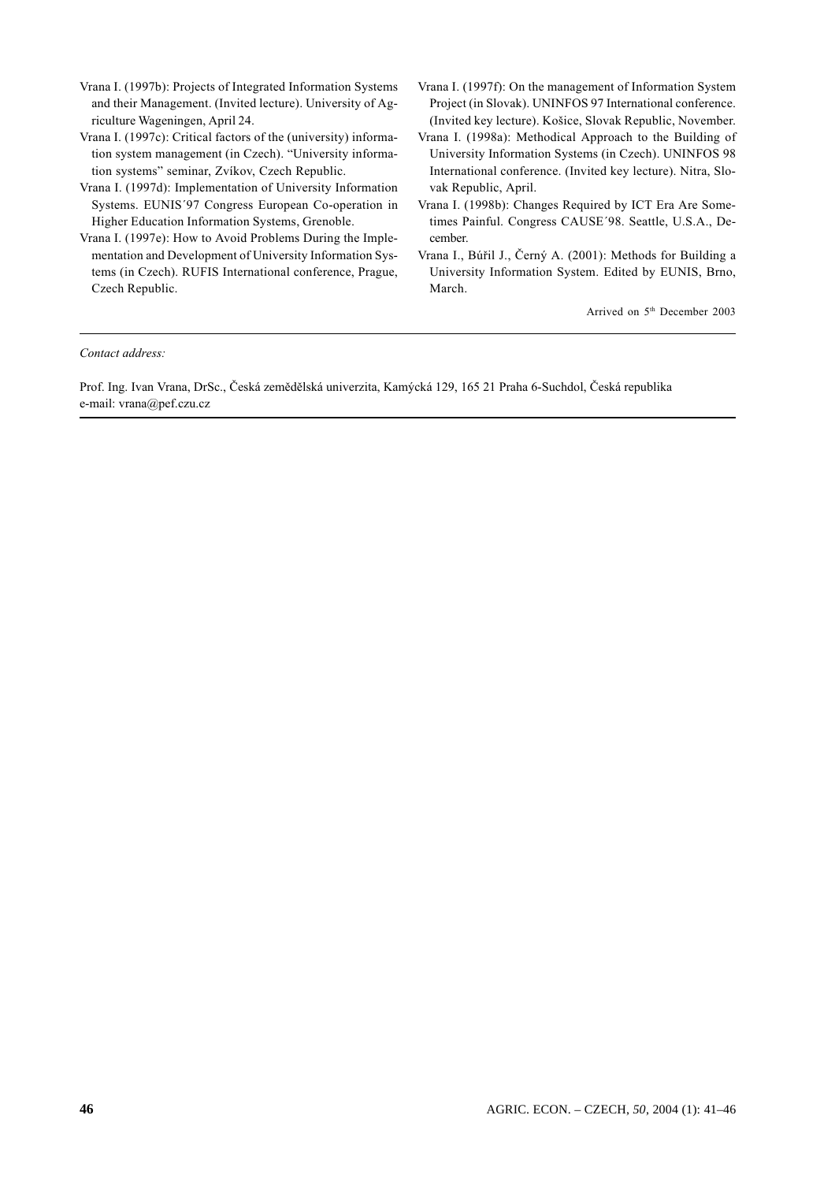Vrana I. (1997b): Projects of Integrated Information Systems and their Management. (Invited lecture). University of Agriculture Wageningen, April 24.

Vrana I. (1997c): Critical factors of the (university) information system management (in Czech). "University information systems" seminar, Zvíkov, Czech Republic.

Vrana I. (1997d): Implementation of University Information Systems. EUNIS´97 Congress European Co-operation in Higher Education Information Systems, Grenoble.

Vrana I. (1997e): How to Avoid Problems During the Implementation and Development of University Information Systems (in Czech). RUFIS International conference, Prague, Czech Republic.

Vrana I. (1997f): On the management of Information System Project (in Slovak). UNINFOS 97 International conference. (Invited key lecture). Košice, Slovak Republic, November.

Vrana I. (1998a): Methodical Approach to the Building of University Information Systems (in Czech). UNINFOS 98 International conference. (Invited key lecture). Nitra, Slovak Republic, April.

Vrana I. (1998b): Changes Required by ICT Era Are Sometimes Painful. Congress CAUSE´98. Seattle, U.S.A., December.

Vrana I., Búřil J., Černý A. (2001): Methods for Building a University Information System. Edited by EUNIS, Brno, March.

Arrived on 5th December 2003

---

*Contact address:*

Prof. Ing. Ivan Vrana, DrSc., Česká zemědělská univerzita, Kamýcká 129, 165 21 Praha 6-Suchdol, Česká republika
e-mail: vrana@pef.czu.cz